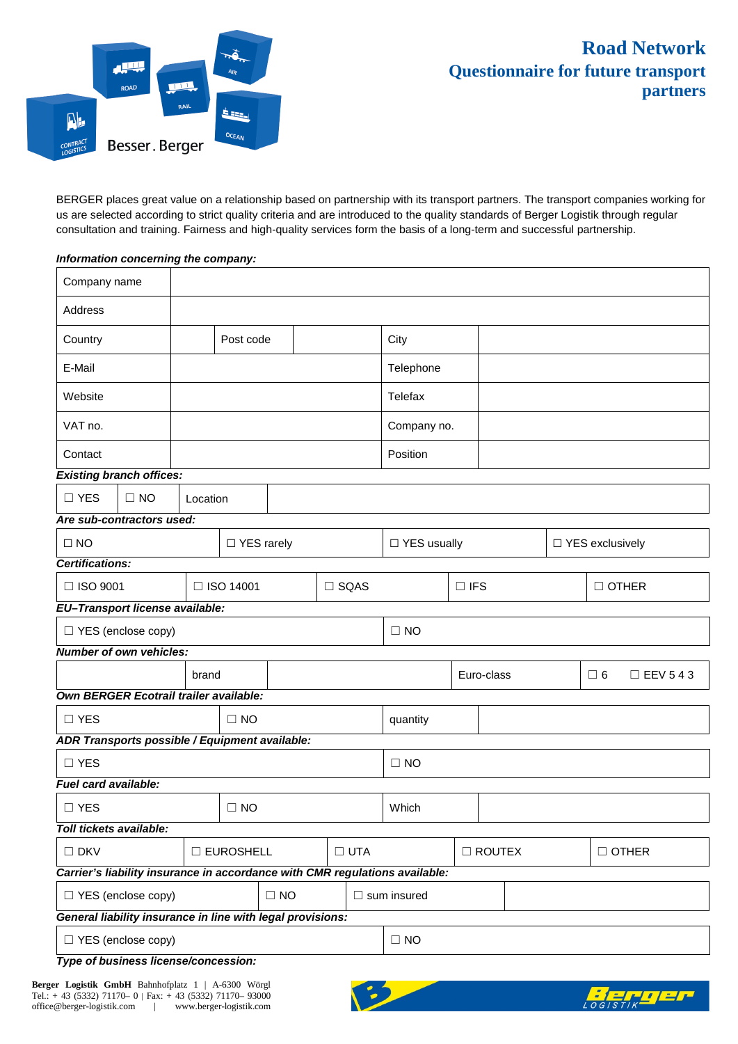# Road Network

## Questionnaire for future transport partners

BERGER places great value on a relationship based on partnership with its transport partners. The transport companies working for us are selected according to strict quality criteria and are introduced to the quality standards of Berger Logistik through regular consultation and training. Fairness and high-quality services form the basis of a long-term and successful partnership.

***Information concerning the company:***

| | | | | | |
|---|---|---|---|---|---|
| Company name | | | | | |
| Address | | | | | |
| Country | | Post code | | City | |
| E-Mail | | | | Telephone | |
| Website | | | | Telefax | |
| VAT no. | | | | Company no. | |
| Contact | | | | Position | |

***Existing branch offices:***

| | | | |
|---|---|---|---|
| ☐ YES | ☐ NO | Location | |

***Are sub-contractors used:***

| | | | |
|---|---|---|---|
| ☐ NO | ☐ YES rarely | ☐ YES usually | ☐ YES exclusively |

***Certifications:***

| | | | | |
|---|---|---|---|---|
| ☐ ISO 9001 | ☐ ISO 14001 | ☐ SQAS | ☐ IFS | ☐ OTHER |

***EU–Transport license available:***

| | |
|---|---|
| ☐ YES (enclose copy) | ☐ NO |

***Number of own vehicles:***

| | | | | | |
|---|---|---|---|---|---|
| | brand | | Euro-class | ☐ 6 | ☐ EEV 5 4 3 |

***Own BERGER Ecotrail trailer available:***

| | | | |
|---|---|---|---|
| ☐ YES | ☐ NO | quantity | |

***ADR Transports possible / Equipment available:***

| | |
|---|---|
| ☐ YES | ☐ NO |

***Fuel card available:***

| | | | |
|---|---|---|---|
| ☐ YES | ☐ NO | Which | |

***Toll tickets available:***

| | | | | |
|---|---|---|---|---|
| ☐ DKV | ☐ EUROSHELL | ☐ UTA | ☐ ROUTEX | ☐ OTHER |

***Carrier's liability insurance in accordance with CMR regulations available:***

| | | | |
|---|---|---|---|
| ☐ YES (enclose copy) | ☐ NO | ☐ sum insured | |

***General liability insurance in line with legal provisions:***

| | |
|---|---|
| ☐ YES (enclose copy) | ☐ NO |

***Type of business license/concession:***

**Berger Logistik GmbH** Bahnhofplatz 1 | A-6300 Wörgl
Tel.: + 43 (5332) 71170– 0 | Fax: + 43 (5332) 71170– 93000
office@berger-logistik.com | www.berger-logistik.com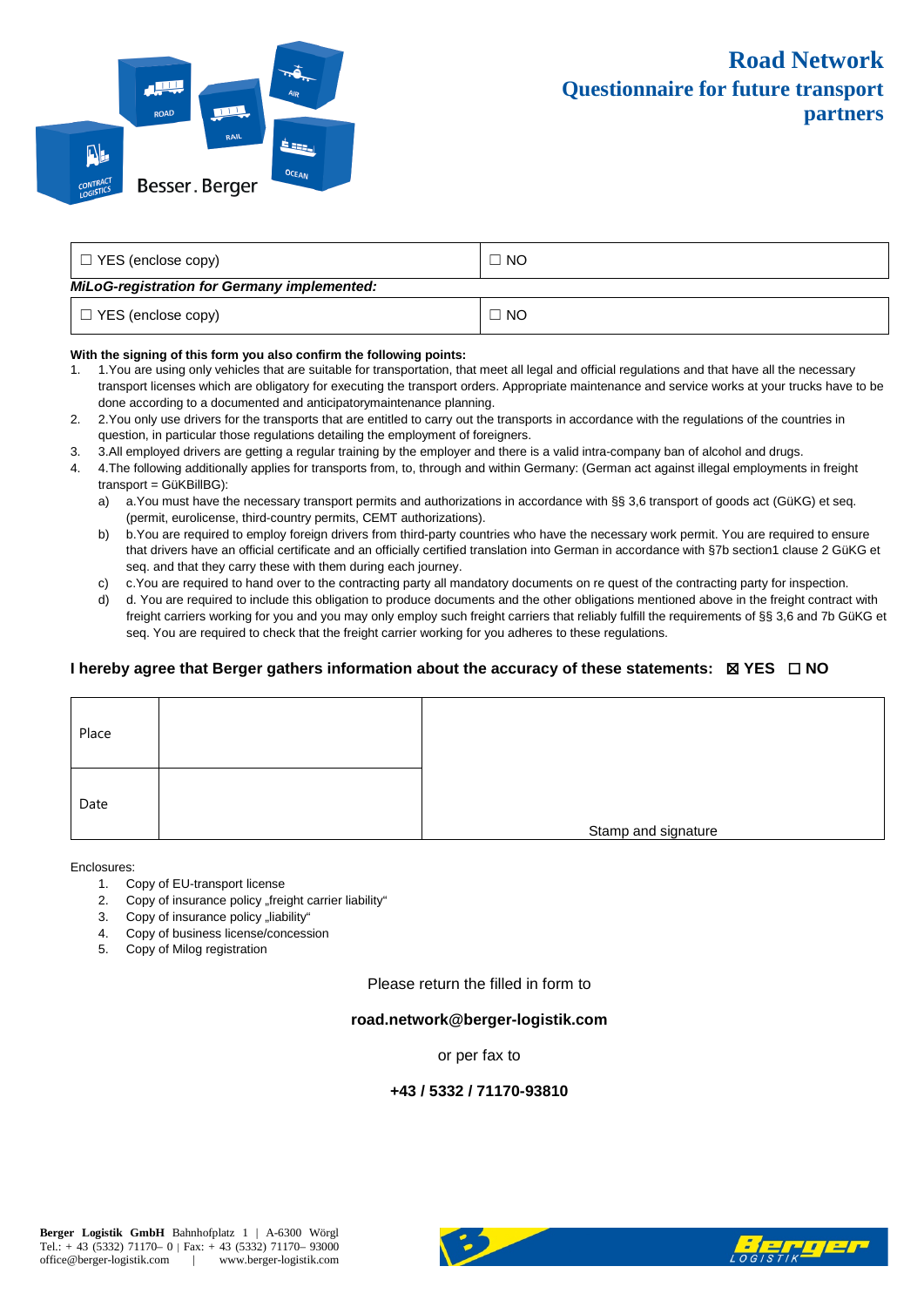# Road Network

## Questionnaire for future transport partners

| | |
|---|---|
| ☐ YES (enclose copy) | ☐ NO |

***MiLoG-registration for Germany implemented:***

| | |
|---|---|
| ☐ YES (enclose copy) | ☐ NO |

**With the signing of this form you also confirm the following points:**

1. 1.You are using only vehicles that are suitable for transportation, that meet all legal and official regulations and that have all the necessary transport licenses which are obligatory for executing the transport orders. Appropriate maintenance and service works at your trucks have to be done according to a documented and anticipatorymaintenance planning.
2. 2.You only use drivers for the transports that are entitled to carry out the transports in accordance with the regulations of the countries in question, in particular those regulations detailing the employment of foreigners.
3. 3.All employed drivers are getting a regular training by the employer and there is a valid intra-company ban of alcohol and drugs.
4. 4.The following additionally applies for transports from, to, through and within Germany: (German act against illegal employments in freight transport = GüKBillBG):
   a) a.You must have the necessary transport permits and authorizations in accordance with §§ 3,6 transport of goods act (GüKG) et seq. (permit, eurolicense, third-country permits, CEMT authorizations).
   b) b.You are required to employ foreign drivers from third-party countries who have the necessary work permit. You are required to ensure that drivers have an official certificate and an officially certified translation into German in accordance with §7b section1 clause 2 GüKG et seq. and that they carry these with them during each journey.
   c) c.You are required to hand over to the contracting party all mandatory documents on re quest of the contracting party for inspection.
   d) d. You are required to include this obligation to produce documents and the other obligations mentioned above in the freight contract with freight carriers working for you and you may only employ such freight carriers that reliably fulfill the requirements of §§ 3,6 and 7b GüKG et seq. You are required to check that the freight carrier working for you adheres to these regulations.

**I hereby agree that Berger gathers information about the accuracy of these statements: ☒ YES ☐ NO**

| | | |
|---|---|---|
| Place | | |
| Date | | Stamp and signature |

Enclosures:

1. Copy of EU-transport license
2. Copy of insurance policy „freight carrier liability"
3. Copy of insurance policy „liability"
4. Copy of business license/concession
5. Copy of Milog registration

Please return the filled in form to

**road.network@berger-logistik.com**

or per fax to

**+43 / 5332 / 71170-93810**

**Berger Logistik GmbH** Bahnhofplatz 1 | A-6300 Wörgl
Tel.: + 43 (5332) 71170– 0 | Fax: + 43 (5332) 71170– 93000
office@berger-logistik.com | www.berger-logistik.com